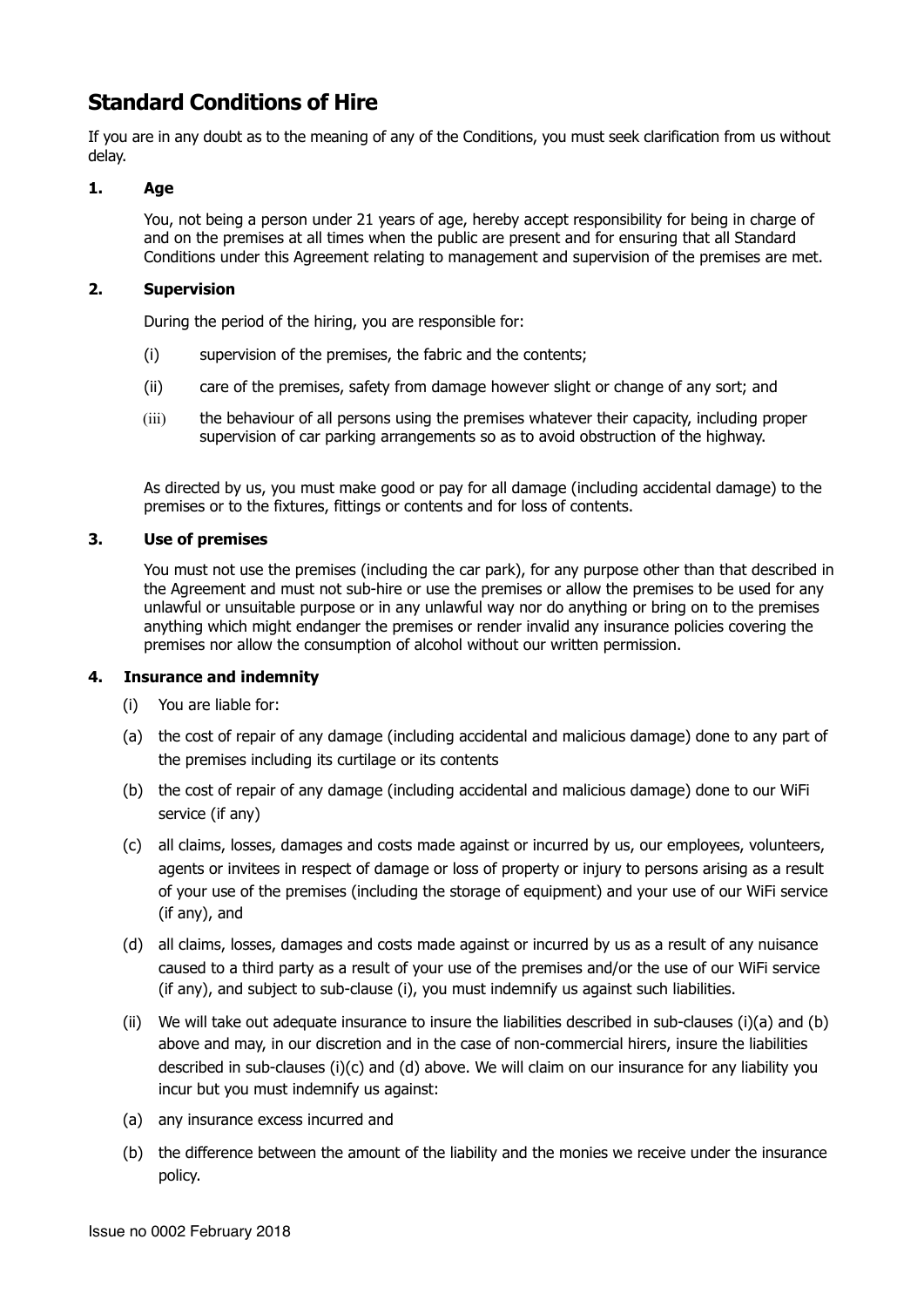# Standard Conditions of Hire

If you are in any doubt as to the meaning of any of the Conditions, you must seek clarification from us without delay.

## 1. Age

You, not being a person under 21 years of age, hereby accept responsibility for being in charge of and on the premises at all times when the public are present and for ensuring that all Standard Conditions under this Agreement relating to management and supervision of the premises are met.

## 2. Supervision

During the period of the hiring, you are responsible for:

(i) supervision of the premises, the fabric and the contents;

(ii) care of the premises, safety from damage however slight or change of any sort; and

(iii) the behaviour of all persons using the premises whatever their capacity, including proper supervision of car parking arrangements so as to avoid obstruction of the highway.

As directed by us, you must make good or pay for all damage (including accidental damage) to the premises or to the fixtures, fittings or contents and for loss of contents.

## 3. Use of premises

You must not use the premises (including the car park), for any purpose other than that described in the Agreement and must not sub-hire or use the premises or allow the premises to be used for any unlawful or unsuitable purpose or in any unlawful way nor do anything or bring on to the premises anything which might endanger the premises or render invalid any insurance policies covering the premises nor allow the consumption of alcohol without our written permission.

## 4. Insurance and indemnity

(i) You are liable for:

(a) the cost of repair of any damage (including accidental and malicious damage) done to any part of the premises including its curtilage or its contents

(b) the cost of repair of any damage (including accidental and malicious damage) done to our WiFi service (if any)

(c) all claims, losses, damages and costs made against or incurred by us, our employees, volunteers, agents or invitees in respect of damage or loss of property or injury to persons arising as a result of your use of the premises (including the storage of equipment) and your use of our WiFi service (if any), and

(d) all claims, losses, damages and costs made against or incurred by us as a result of any nuisance caused to a third party as a result of your use of the premises and/or the use of our WiFi service (if any), and subject to sub-clause (i), you must indemnify us against such liabilities.

(ii) We will take out adequate insurance to insure the liabilities described in sub-clauses (i)(a) and (b) above and may, in our discretion and in the case of non-commercial hirers, insure the liabilities described in sub-clauses (i)(c) and (d) above. We will claim on our insurance for any liability you incur but you must indemnify us against:

(a) any insurance excess incurred and

(b) the difference between the amount of the liability and the monies we receive under the insurance policy.

Issue no 0002 February 2018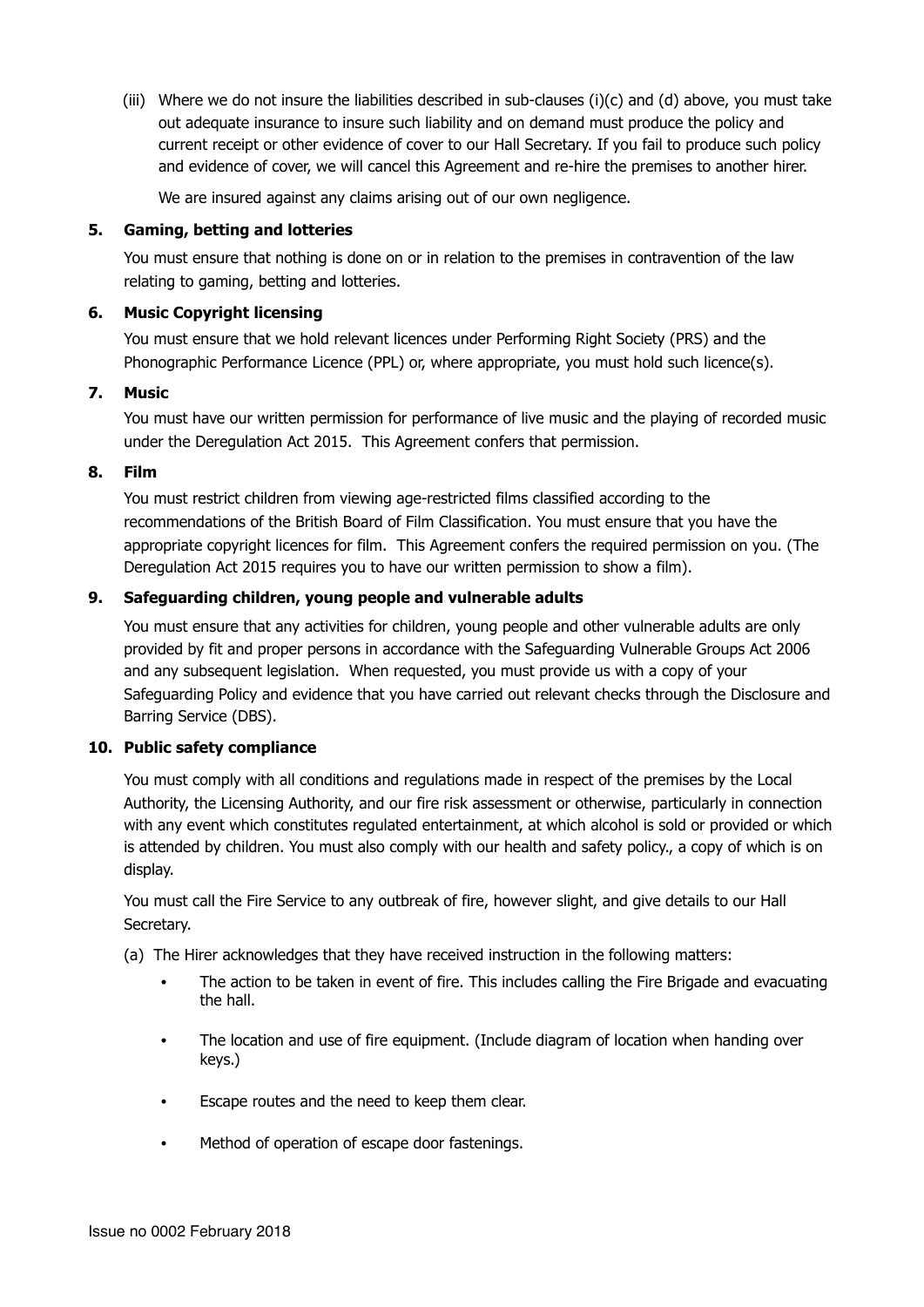(iii) Where we do not insure the liabilities described in sub-clauses (i)(c) and (d) above, you must take out adequate insurance to insure such liability and on demand must produce the policy and current receipt or other evidence of cover to our Hall Secretary. If you fail to produce such policy and evidence of cover, we will cancel this Agreement and re-hire the premises to another hirer.

We are insured against any claims arising out of our own negligence.

**5. Gaming, betting and lotteries**

You must ensure that nothing is done on or in relation to the premises in contravention of the law relating to gaming, betting and lotteries.

**6. Music Copyright licensing**

You must ensure that we hold relevant licences under Performing Right Society (PRS) and the Phonographic Performance Licence (PPL) or, where appropriate, you must hold such licence(s).

**7. Music**

You must have our written permission for performance of live music and the playing of recorded music under the Deregulation Act 2015. This Agreement confers that permission.

**8. Film**

You must restrict children from viewing age-restricted films classified according to the recommendations of the British Board of Film Classification. You must ensure that you have the appropriate copyright licences for film. This Agreement confers the required permission on you. (The Deregulation Act 2015 requires you to have our written permission to show a film).

**9. Safeguarding children, young people and vulnerable adults**

You must ensure that any activities for children, young people and other vulnerable adults are only provided by fit and proper persons in accordance with the Safeguarding Vulnerable Groups Act 2006 and any subsequent legislation. When requested, you must provide us with a copy of your Safeguarding Policy and evidence that you have carried out relevant checks through the Disclosure and Barring Service (DBS).

**10. Public safety compliance**

You must comply with all conditions and regulations made in respect of the premises by the Local Authority, the Licensing Authority, and our fire risk assessment or otherwise, particularly in connection with any event which constitutes regulated entertainment, at which alcohol is sold or provided or which is attended by children. You must also comply with our health and safety policy., a copy of which is on display.

You must call the Fire Service to any outbreak of fire, however slight, and give details to our Hall Secretary.

(a) The Hirer acknowledges that they have received instruction in the following matters:

- The action to be taken in event of fire. This includes calling the Fire Brigade and evacuating the hall.
- The location and use of fire equipment. (Include diagram of location when handing over keys.)
- Escape routes and the need to keep them clear.
- Method of operation of escape door fastenings.

Issue no 0002 February 2018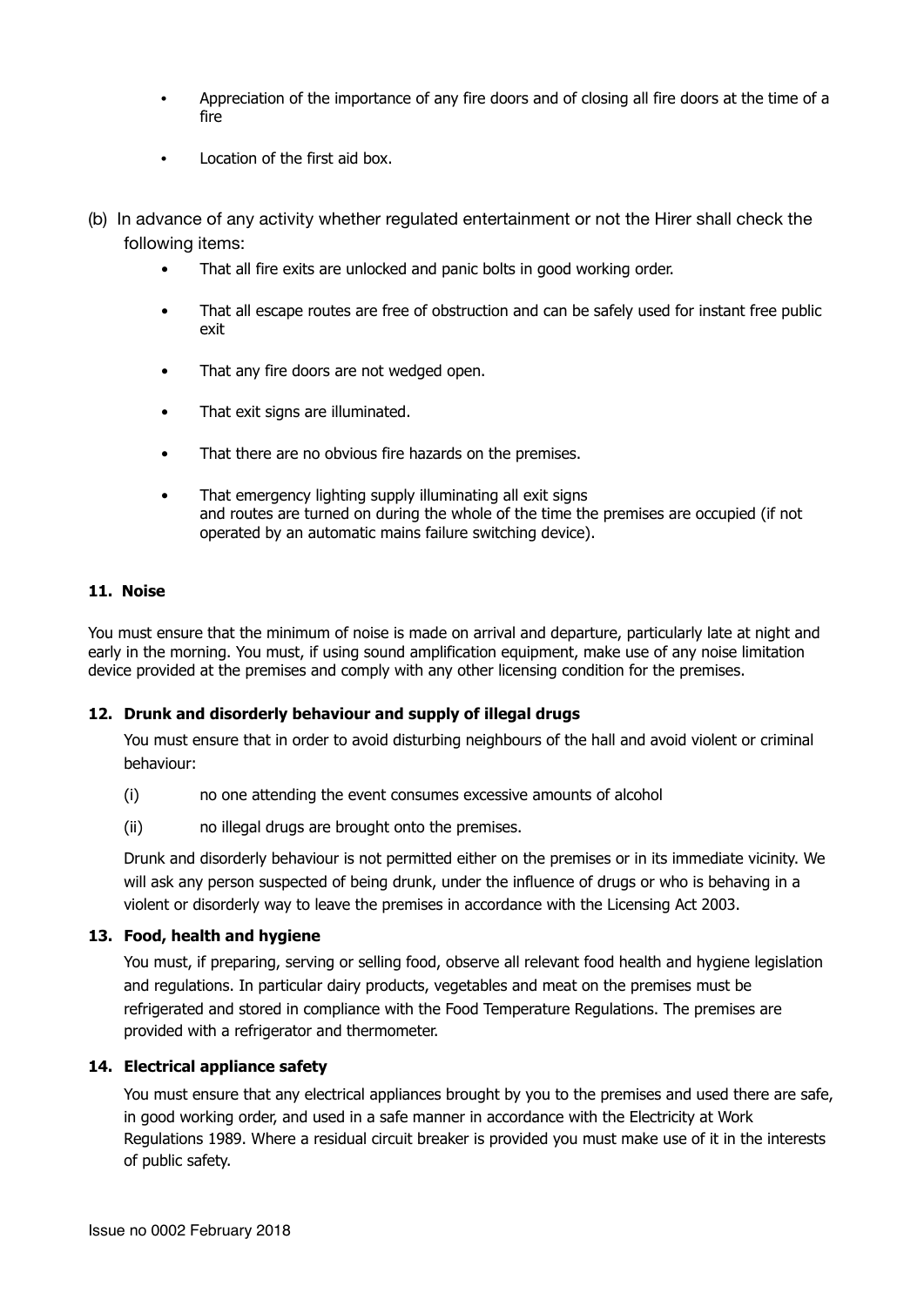- Appreciation of the importance of any fire doors and of closing all fire doors at the time of a fire
- Location of the first aid box.

(b) In advance of any activity whether regulated entertainment or not the Hirer shall check the following items:

- That all fire exits are unlocked and panic bolts in good working order.
- That all escape routes are free of obstruction and can be safely used for instant free public exit
- That any fire doors are not wedged open.
- That exit signs are illuminated.
- That there are no obvious fire hazards on the premises.
- That emergency lighting supply illuminating all exit signs and routes are turned on during the whole of the time the premises are occupied (if not operated by an automatic mains failure switching device).

**11. Noise**

You must ensure that the minimum of noise is made on arrival and departure, particularly late at night and early in the morning. You must, if using sound amplification equipment, make use of any noise limitation device provided at the premises and comply with any other licensing condition for the premises.

**12. Drunk and disorderly behaviour and supply of illegal drugs**

You must ensure that in order to avoid disturbing neighbours of the hall and avoid violent or criminal behaviour:

(i) no one attending the event consumes excessive amounts of alcohol

(ii) no illegal drugs are brought onto the premises.

Drunk and disorderly behaviour is not permitted either on the premises or in its immediate vicinity. We will ask any person suspected of being drunk, under the influence of drugs or who is behaving in a violent or disorderly way to leave the premises in accordance with the Licensing Act 2003.

**13. Food, health and hygiene**

You must, if preparing, serving or selling food, observe all relevant food health and hygiene legislation and regulations. In particular dairy products, vegetables and meat on the premises must be refrigerated and stored in compliance with the Food Temperature Regulations. The premises are provided with a refrigerator and thermometer.

**14. Electrical appliance safety**

You must ensure that any electrical appliances brought by you to the premises and used there are safe, in good working order, and used in a safe manner in accordance with the Electricity at Work Regulations 1989. Where a residual circuit breaker is provided you must make use of it in the interests of public safety.

Issue no 0002 February 2018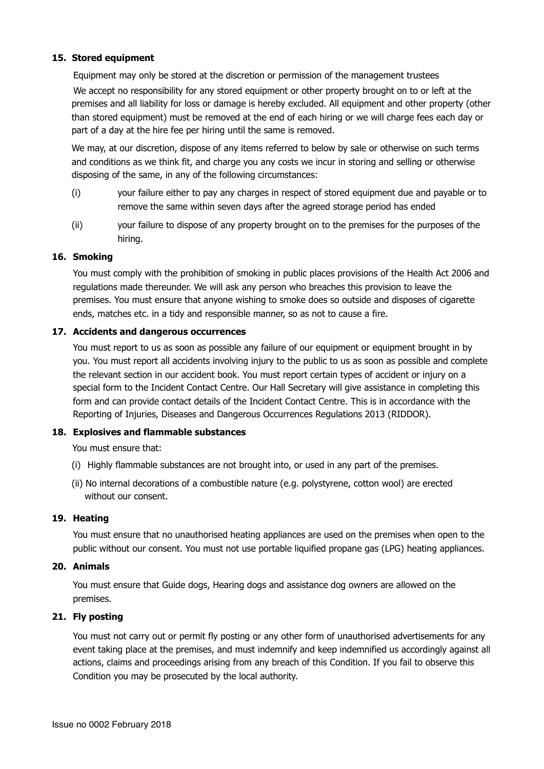**15. Stored equipment**

Equipment may only be stored at the discretion or permission of the management trustees

We accept no responsibility for any stored equipment or other property brought on to or left at the premises and all liability for loss or damage is hereby excluded. All equipment and other property (other than stored equipment) must be removed at the end of each hiring or we will charge fees each day or part of a day at the hire fee per hiring until the same is removed.

We may, at our discretion, dispose of any items referred to below by sale or otherwise on such terms and conditions as we think fit, and charge you any costs we incur in storing and selling or otherwise disposing of the same, in any of the following circumstances:

(i) your failure either to pay any charges in respect of stored equipment due and payable or to remove the same within seven days after the agreed storage period has ended

(ii) your failure to dispose of any property brought on to the premises for the purposes of the hiring.

**16. Smoking**

You must comply with the prohibition of smoking in public places provisions of the Health Act 2006 and regulations made thereunder. We will ask any person who breaches this provision to leave the premises. You must ensure that anyone wishing to smoke does so outside and disposes of cigarette ends, matches etc. in a tidy and responsible manner, so as not to cause a fire.

**17. Accidents and dangerous occurrences**

You must report to us as soon as possible any failure of our equipment or equipment brought in by you. You must report all accidents involving injury to the public to us as soon as possible and complete the relevant section in our accident book. You must report certain types of accident or injury on a special form to the Incident Contact Centre. Our Hall Secretary will give assistance in completing this form and can provide contact details of the Incident Contact Centre. This is in accordance with the Reporting of Injuries, Diseases and Dangerous Occurrences Regulations 2013 (RIDDOR).

**18. Explosives and flammable substances**

You must ensure that:

(i) Highly flammable substances are not brought into, or used in any part of the premises.

(ii) No internal decorations of a combustible nature (e.g. polystyrene, cotton wool) are erected without our consent.

**19. Heating**

You must ensure that no unauthorised heating appliances are used on the premises when open to the public without our consent. You must not use portable liquified propane gas (LPG) heating appliances.

**20. Animals**

You must ensure that Guide dogs, Hearing dogs and assistance dog owners are allowed on the premises.

**21. Fly posting**

You must not carry out or permit fly posting or any other form of unauthorised advertisements for any event taking place at the premises, and must indemnify and keep indemnified us accordingly against all actions, claims and proceedings arising from any breach of this Condition. If you fail to observe this Condition you may be prosecuted by the local authority.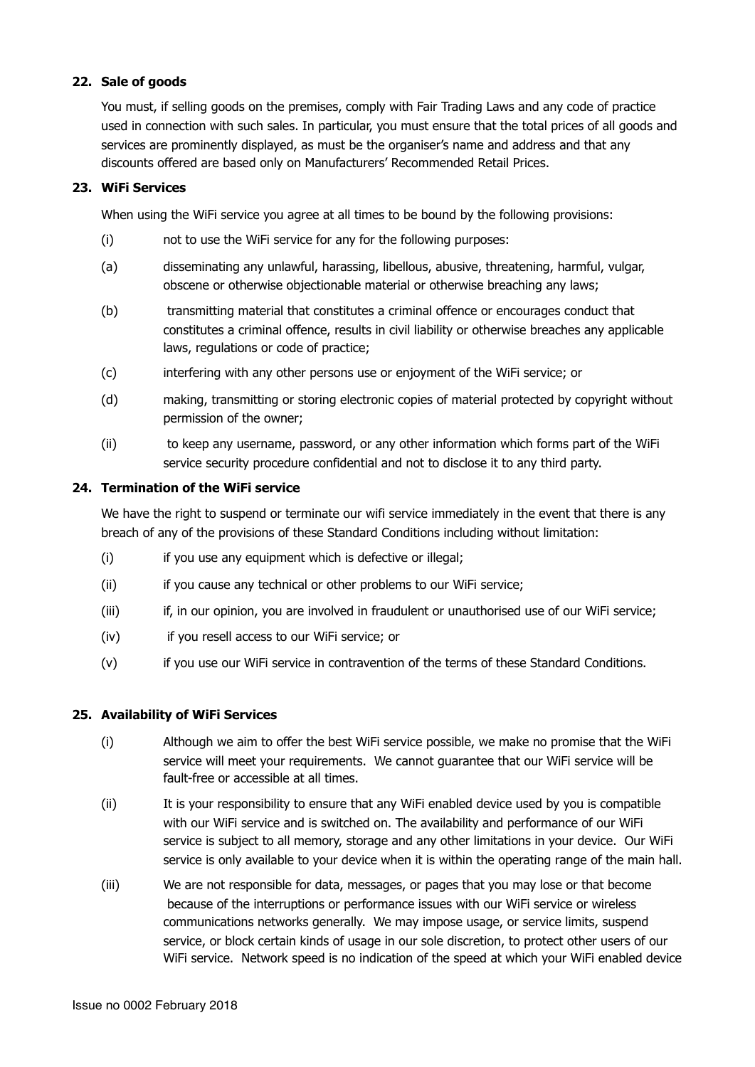## 22. Sale of goods

You must, if selling goods on the premises, comply with Fair Trading Laws and any code of practice used in connection with such sales. In particular, you must ensure that the total prices of all goods and services are prominently displayed, as must be the organiser's name and address and that any discounts offered are based only on Manufacturers' Recommended Retail Prices.

## 23. WiFi Services

When using the WiFi service you agree at all times to be bound by the following provisions:

(i) not to use the WiFi service for any for the following purposes:

(a) disseminating any unlawful, harassing, libellous, abusive, threatening, harmful, vulgar, obscene or otherwise objectionable material or otherwise breaching any laws;

(b) transmitting material that constitutes a criminal offence or encourages conduct that constitutes a criminal offence, results in civil liability or otherwise breaches any applicable laws, regulations or code of practice;

(c) interfering with any other persons use or enjoyment of the WiFi service; or

(d) making, transmitting or storing electronic copies of material protected by copyright without permission of the owner;

(ii) to keep any username, password, or any other information which forms part of the WiFi service security procedure confidential and not to disclose it to any third party.

## 24. Termination of the WiFi service

We have the right to suspend or terminate our wifi service immediately in the event that there is any breach of any of the provisions of these Standard Conditions including without limitation:

(i) if you use any equipment which is defective or illegal;

(ii) if you cause any technical or other problems to our WiFi service;

(iii) if, in our opinion, you are involved in fraudulent or unauthorised use of our WiFi service;

(iv) if you resell access to our WiFi service; or

(v) if you use our WiFi service in contravention of the terms of these Standard Conditions.

## 25. Availability of WiFi Services

(i) Although we aim to offer the best WiFi service possible, we make no promise that the WiFi service will meet your requirements. We cannot guarantee that our WiFi service will be fault-free or accessible at all times.

(ii) It is your responsibility to ensure that any WiFi enabled device used by you is compatible with our WiFi service and is switched on. The availability and performance of our WiFi service is subject to all memory, storage and any other limitations in your device. Our WiFi service is only available to your device when it is within the operating range of the main hall.

(iii) We are not responsible for data, messages, or pages that you may lose or that become because of the interruptions or performance issues with our WiFi service or wireless communications networks generally. We may impose usage, or service limits, suspend service, or block certain kinds of usage in our sole discretion, to protect other users of our WiFi service. Network speed is no indication of the speed at which your WiFi enabled device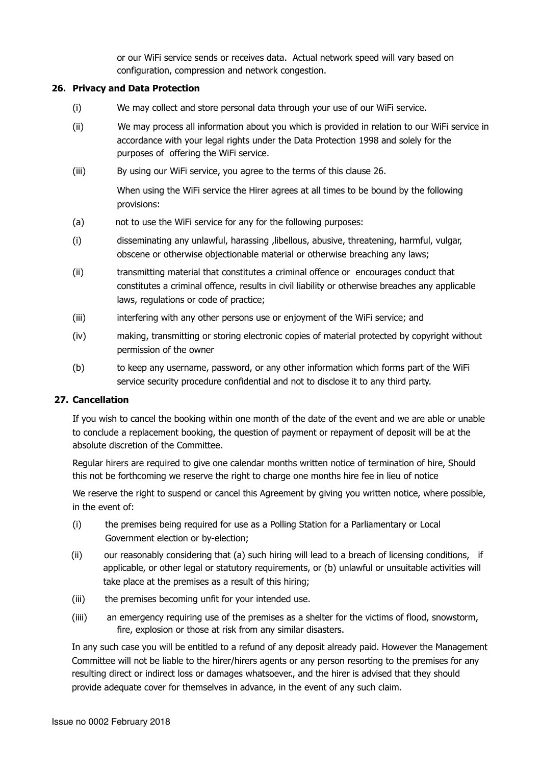or our WiFi service sends or receives data. Actual network speed will vary based on configuration, compression and network congestion.

**26. Privacy and Data Protection**

(i) We may collect and store personal data through your use of our WiFi service.

(ii) We may process all information about you which is provided in relation to our WiFi service in accordance with your legal rights under the Data Protection 1998 and solely for the purposes of offering the WiFi service.

(iii) By using our WiFi service, you agree to the terms of this clause 26.

When using the WiFi service the Hirer agrees at all times to be bound by the following provisions:

(a) not to use the WiFi service for any for the following purposes:

(i) disseminating any unlawful, harassing ,libellous, abusive, threatening, harmful, vulgar, obscene or otherwise objectionable material or otherwise breaching any laws;

(ii) transmitting material that constitutes a criminal offence or encourages conduct that constitutes a criminal offence, results in civil liability or otherwise breaches any applicable laws, regulations or code of practice;

(iii) interfering with any other persons use or enjoyment of the WiFi service; and

(iv) making, transmitting or storing electronic copies of material protected by copyright without permission of the owner

(b) to keep any username, password, or any other information which forms part of the WiFi service security procedure confidential and not to disclose it to any third party.

**27. Cancellation**

If you wish to cancel the booking within one month of the date of the event and we are able or unable to conclude a replacement booking, the question of payment or repayment of deposit will be at the absolute discretion of the Committee.

Regular hirers are required to give one calendar months written notice of termination of hire, Should this not be forthcoming we reserve the right to charge one months hire fee in lieu of notice

We reserve the right to suspend or cancel this Agreement by giving you written notice, where possible, in the event of:

(i) the premises being required for use as a Polling Station for a Parliamentary or Local Government election or by-election;

(ii) our reasonably considering that (a) such hiring will lead to a breach of licensing conditions, if applicable, or other legal or statutory requirements, or (b) unlawful or unsuitable activities will take place at the premises as a result of this hiring;

(iii) the premises becoming unfit for your intended use.

(iiii) an emergency requiring use of the premises as a shelter for the victims of flood, snowstorm, fire, explosion or those at risk from any similar disasters.

In any such case you will be entitled to a refund of any deposit already paid. However the Management Committee will not be liable to the hirer/hirers agents or any person resorting to the premises for any resulting direct or indirect loss or damages whatsoever., and the hirer is advised that they should provide adequate cover for themselves in advance, in the event of any such claim.

Issue no 0002 February 2018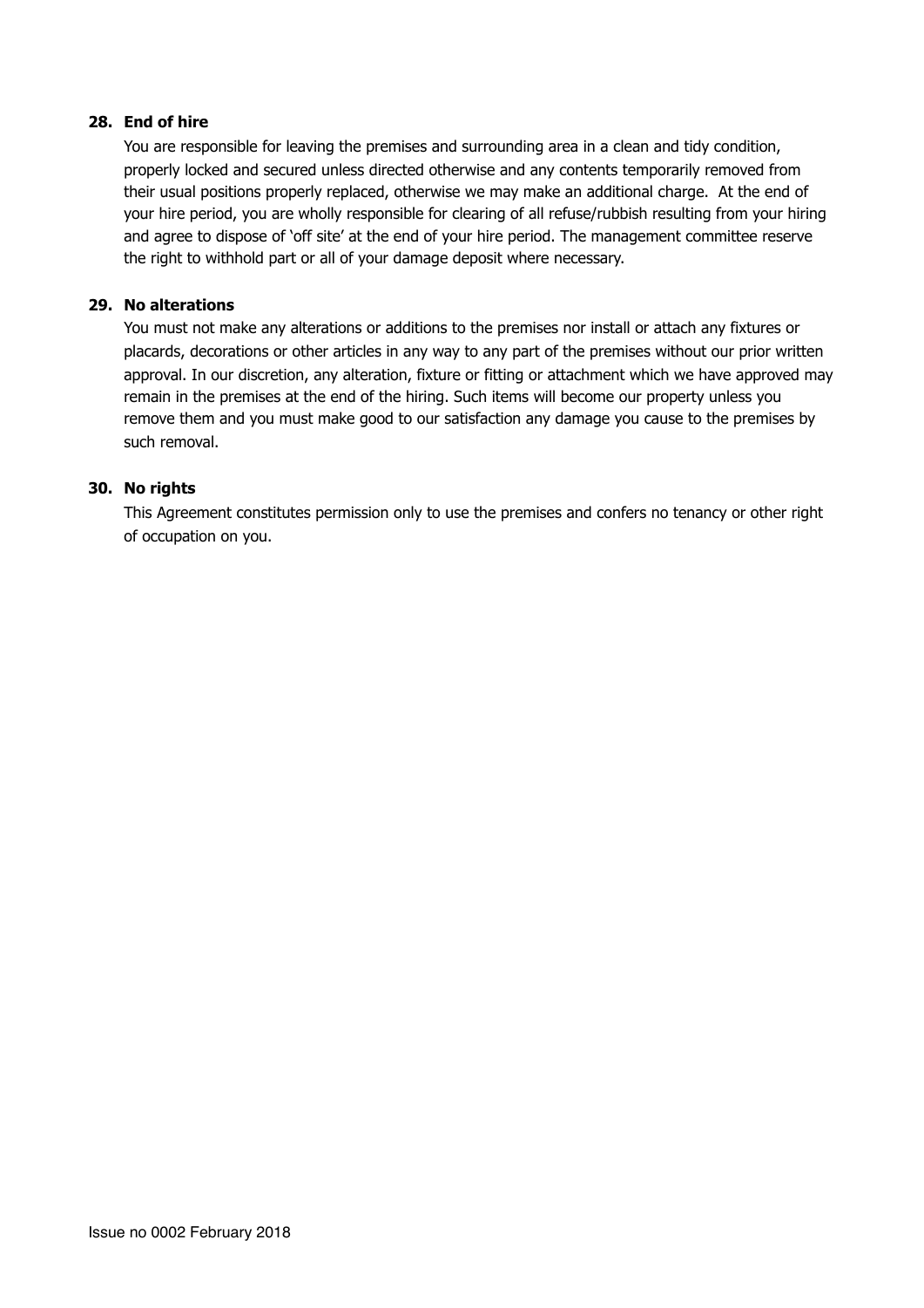**28. End of hire**

You are responsible for leaving the premises and surrounding area in a clean and tidy condition, properly locked and secured unless directed otherwise and any contents temporarily removed from their usual positions properly replaced, otherwise we may make an additional charge. At the end of your hire period, you are wholly responsible for clearing of all refuse/rubbish resulting from your hiring and agree to dispose of 'off site' at the end of your hire period. The management committee reserve the right to withhold part or all of your damage deposit where necessary.

**29. No alterations**

You must not make any alterations or additions to the premises nor install or attach any fixtures or placards, decorations or other articles in any way to any part of the premises without our prior written approval. In our discretion, any alteration, fixture or fitting or attachment which we have approved may remain in the premises at the end of the hiring. Such items will become our property unless you remove them and you must make good to our satisfaction any damage you cause to the premises by such removal.

**30. No rights**

This Agreement constitutes permission only to use the premises and confers no tenancy or other right of occupation on you.

Issue no 0002 February 2018